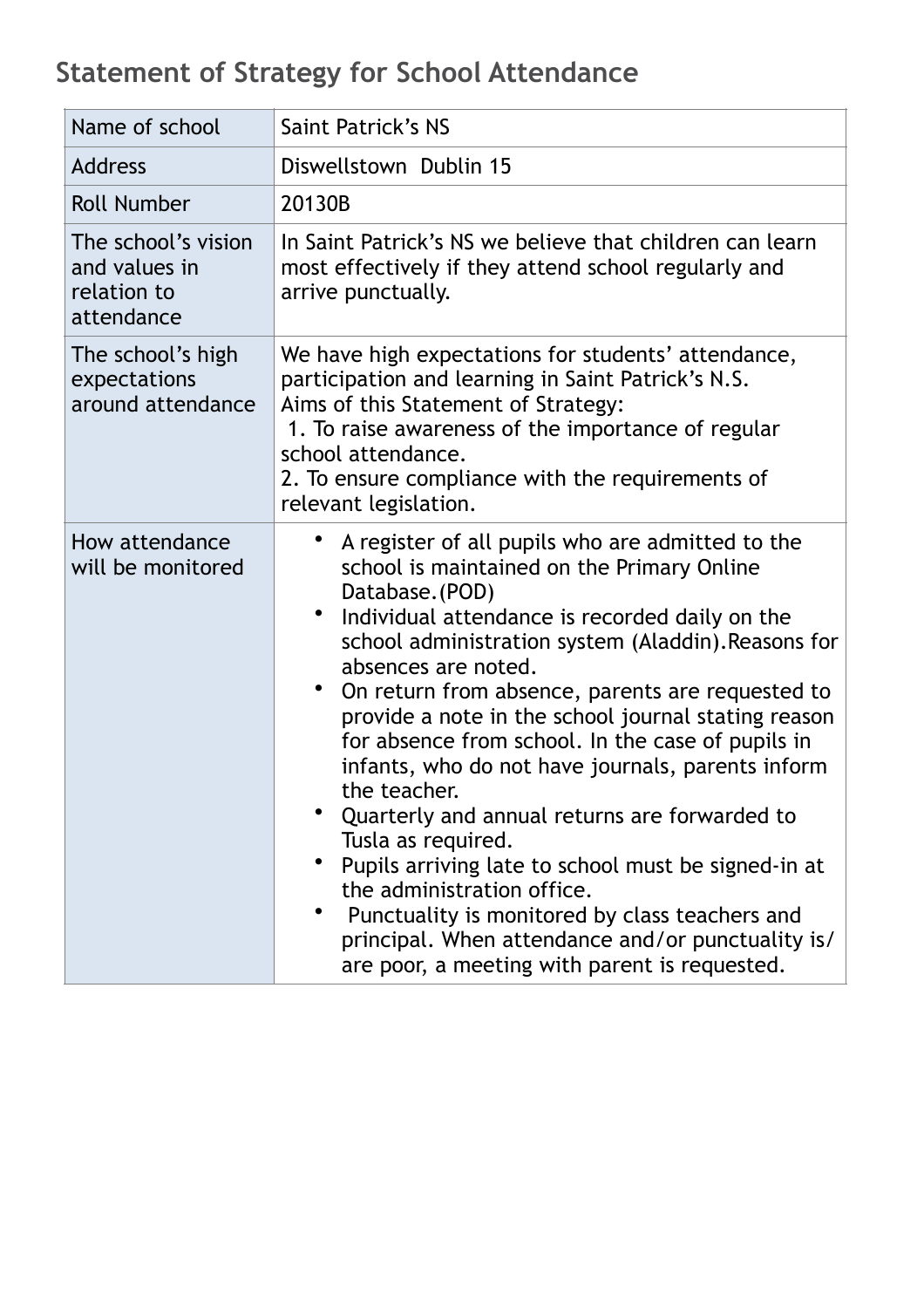## Statement of Strategy for School Attendance

| Name of school | Saint Patrick's NS |
|---|---|
| Address | Diswellstown Dublin 15 |
| Roll Number | 20130B |
| The school's vision and values in relation to attendance | In Saint Patrick's NS we believe that children can learn most effectively if they attend school regularly and arrive punctually. |
| The school's high expectations around attendance | We have high expectations for students' attendance, participation and learning in Saint Patrick's N.S.<br>Aims of this Statement of Strategy:<br>1. To raise awareness of the importance of regular school attendance.<br>2. To ensure compliance with the requirements of relevant legislation. |
| How attendance will be monitored | • A register of all pupils who are admitted to the school is maintained on the Primary Online Database.(POD)<br>• Individual attendance is recorded daily on the school administration system (Aladdin).Reasons for absences are noted.<br>• On return from absence, parents are requested to provide a note in the school journal stating reason for absence from school. In the case of pupils in infants, who do not have journals, parents inform the teacher.<br>• Quarterly and annual returns are forwarded to Tusla as required.<br>• Pupils arriving late to school must be signed-in at the administration office.<br>• Punctuality is monitored by class teachers and principal. When attendance and/or punctuality is/are poor, a meeting with parent is requested. |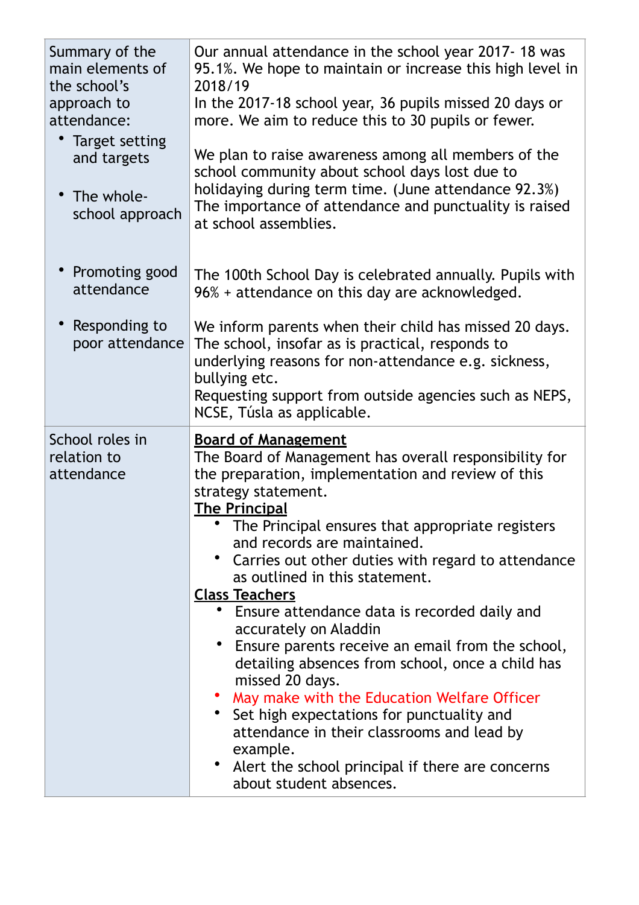| Summary of the main elements of the school's approach to attendance: | Our annual attendance in the school year 2017- 18 was 95.1%. We hope to maintain or increase this high level in 2018/19 |
|---|---|
| • Target setting and targets | In the 2017-18 school year, 36 pupils missed 20 days or more. We aim to reduce this to 30 pupils or fewer. |
| • The whole-school approach | We plan to raise awareness among all members of the school community about school days lost due to holidaying during term time. (June attendance 92.3%)<br>The importance of attendance and punctuality is raised at school assemblies. |
| • Promoting good attendance | The 100th School Day is celebrated annually. Pupils with 96% + attendance on this day are acknowledged. |
| • Responding to poor attendance | We inform parents when their child has missed 20 days.<br>The school, insofar as is practical, responds to underlying reasons for non-attendance e.g. sickness, bullying etc.<br>Requesting support from outside agencies such as NEPS, NCSE, Túsla as applicable. |
| School roles in relation to attendance | **Board of Management**<br>The Board of Management has overall responsibility for the preparation, implementation and review of this strategy statement.<br>**The Principal**<br>• The Principal ensures that appropriate registers and records are maintained.<br>• Carries out other duties with regard to attendance as outlined in this statement.<br>**Class Teachers**<br>• Ensure attendance data is recorded daily and accurately on Aladdin<br>• Ensure parents receive an email from the school, detailing absences from school, once a child has missed 20 days.<br>• May make with the Education Welfare Officer<br>• Set high expectations for punctuality and attendance in their classrooms and lead by example.<br>• Alert the school principal if there are concerns about student absences. |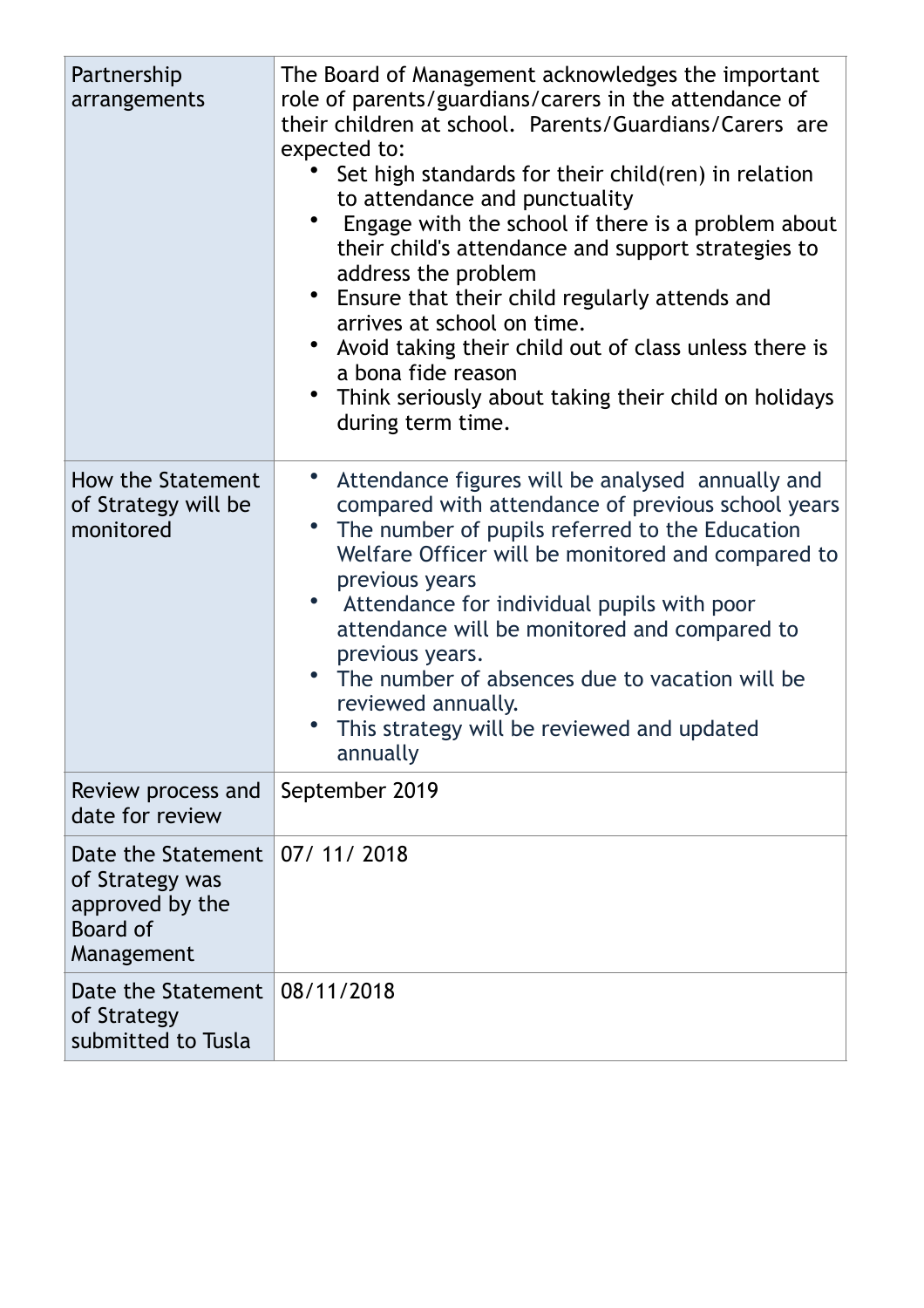| | |
|---|---|
| Partnership arrangements | The Board of Management acknowledges the important role of parents/guardians/carers in the attendance of their children at school. Parents/Guardians/Carers are expected to:<br>• Set high standards for their child(ren) in relation to attendance and punctuality<br>• Engage with the school if there is a problem about their child's attendance and support strategies to address the problem<br>• Ensure that their child regularly attends and arrives at school on time.<br>• Avoid taking their child out of class unless there is a bona fide reason<br>• Think seriously about taking their child on holidays during term time. |
| How the Statement of Strategy will be monitored | • Attendance figures will be analysed annually and compared with attendance of previous school years<br>• The number of pupils referred to the Education Welfare Officer will be monitored and compared to previous years<br>• Attendance for individual pupils with poor attendance will be monitored and compared to previous years.<br>• The number of absences due to vacation will be reviewed annually.<br>• This strategy will be reviewed and updated annually |
| Review process and date for review | September 2019 |
| Date the Statement of Strategy was approved by the Board of Management | 07/ 11/ 2018 |
| Date the Statement of Strategy submitted to Tusla | 08/11/2018 |